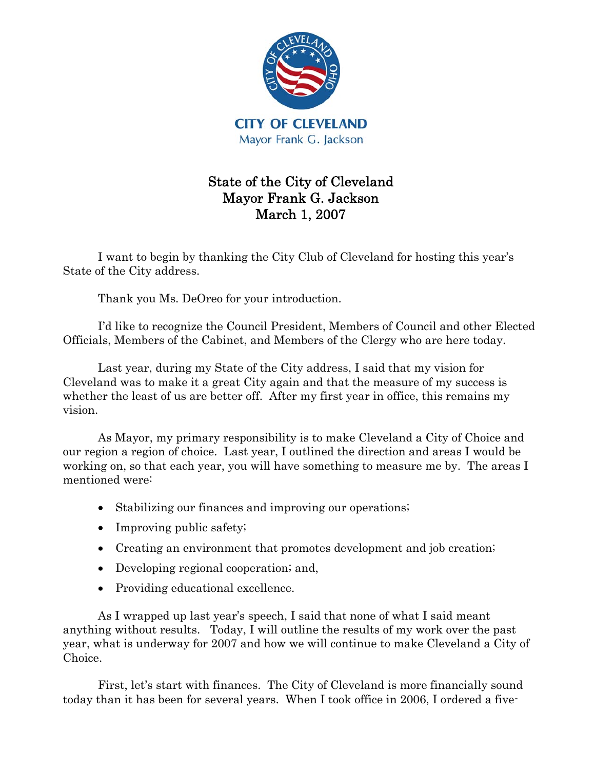CITY OF CLEVELAND
Mayor Frank G. Jackson

# State of the City of Cleveland
## Mayor Frank G. Jackson
## March 1, 2007

I want to begin by thanking the City Club of Cleveland for hosting this year's State of the City address.

Thank you Ms. DeOreo for your introduction.

I'd like to recognize the Council President, Members of Council and other Elected Officials, Members of the Cabinet, and Members of the Clergy who are here today.

Last year, during my State of the City address, I said that my vision for Cleveland was to make it a great City again and that the measure of my success is whether the least of us are better off. After my first year in office, this remains my vision.

As Mayor, my primary responsibility is to make Cleveland a City of Choice and our region a region of choice. Last year, I outlined the direction and areas I would be working on, so that each year, you will have something to measure me by. The areas I mentioned were:

- Stabilizing our finances and improving our operations;
- Improving public safety;
- Creating an environment that promotes development and job creation;
- Developing regional cooperation; and,
- Providing educational excellence.

As I wrapped up last year's speech, I said that none of what I said meant anything without results. Today, I will outline the results of my work over the past year, what is underway for 2007 and how we will continue to make Cleveland a City of Choice.

First, let's start with finances. The City of Cleveland is more financially sound today than it has been for several years. When I took office in 2006, I ordered a five-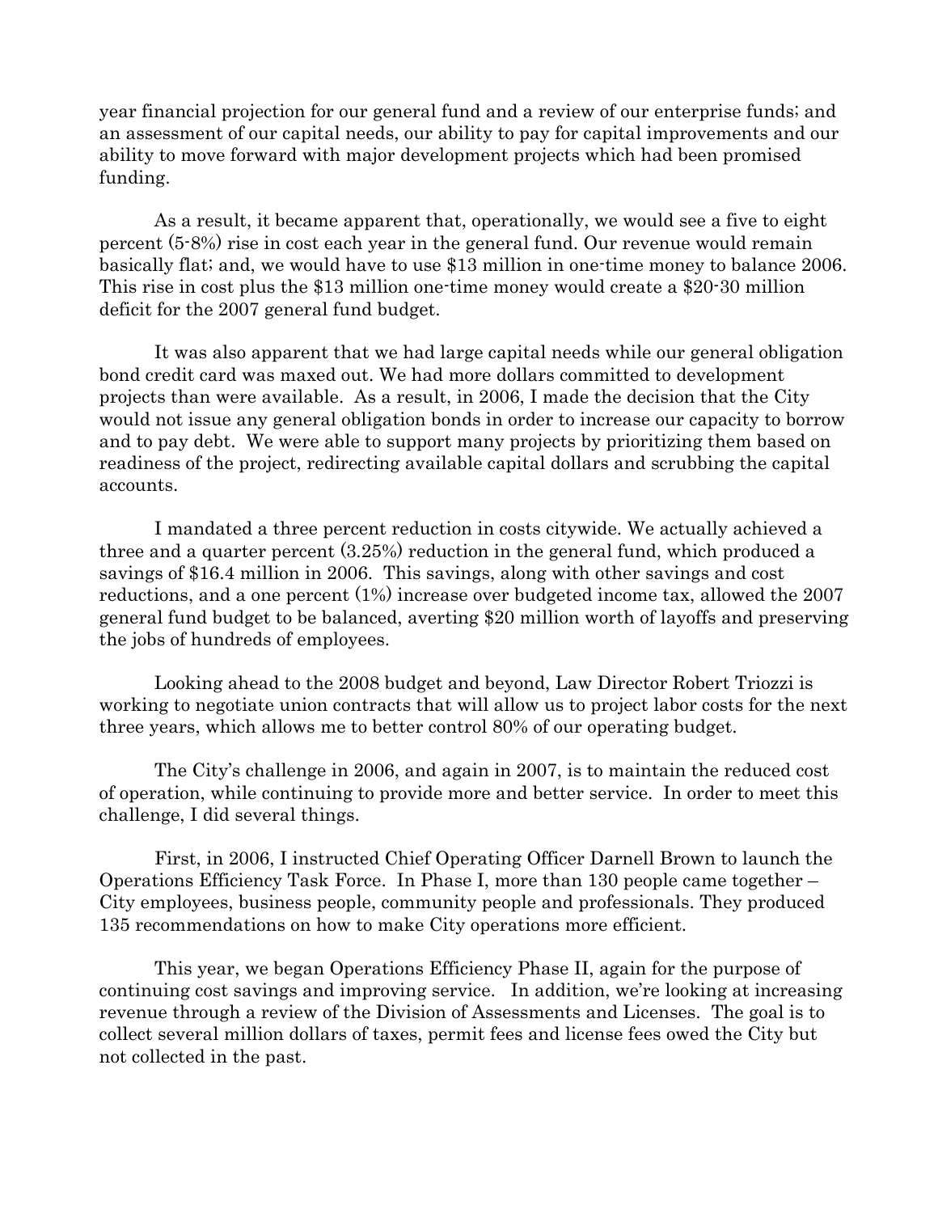year financial projection for our general fund and a review of our enterprise funds; and an assessment of our capital needs, our ability to pay for capital improvements and our ability to move forward with major development projects which had been promised funding.

As a result, it became apparent that, operationally, we would see a five to eight percent (5-8%) rise in cost each year in the general fund. Our revenue would remain basically flat; and, we would have to use $13 million in one-time money to balance 2006. This rise in cost plus the $13 million one-time money would create a $20-30 million deficit for the 2007 general fund budget.

It was also apparent that we had large capital needs while our general obligation bond credit card was maxed out. We had more dollars committed to development projects than were available. As a result, in 2006, I made the decision that the City would not issue any general obligation bonds in order to increase our capacity to borrow and to pay debt. We were able to support many projects by prioritizing them based on readiness of the project, redirecting available capital dollars and scrubbing the capital accounts.

I mandated a three percent reduction in costs citywide. We actually achieved a three and a quarter percent (3.25%) reduction in the general fund, which produced a savings of $16.4 million in 2006. This savings, along with other savings and cost reductions, and a one percent (1%) increase over budgeted income tax, allowed the 2007 general fund budget to be balanced, averting $20 million worth of layoffs and preserving the jobs of hundreds of employees.

Looking ahead to the 2008 budget and beyond, Law Director Robert Triozzi is working to negotiate union contracts that will allow us to project labor costs for the next three years, which allows me to better control 80% of our operating budget.

The City's challenge in 2006, and again in 2007, is to maintain the reduced cost of operation, while continuing to provide more and better service. In order to meet this challenge, I did several things.

First, in 2006, I instructed Chief Operating Officer Darnell Brown to launch the Operations Efficiency Task Force. In Phase I, more than 130 people came together – City employees, business people, community people and professionals. They produced 135 recommendations on how to make City operations more efficient.

This year, we began Operations Efficiency Phase II, again for the purpose of continuing cost savings and improving service. In addition, we're looking at increasing revenue through a review of the Division of Assessments and Licenses. The goal is to collect several million dollars of taxes, permit fees and license fees owed the City but not collected in the past.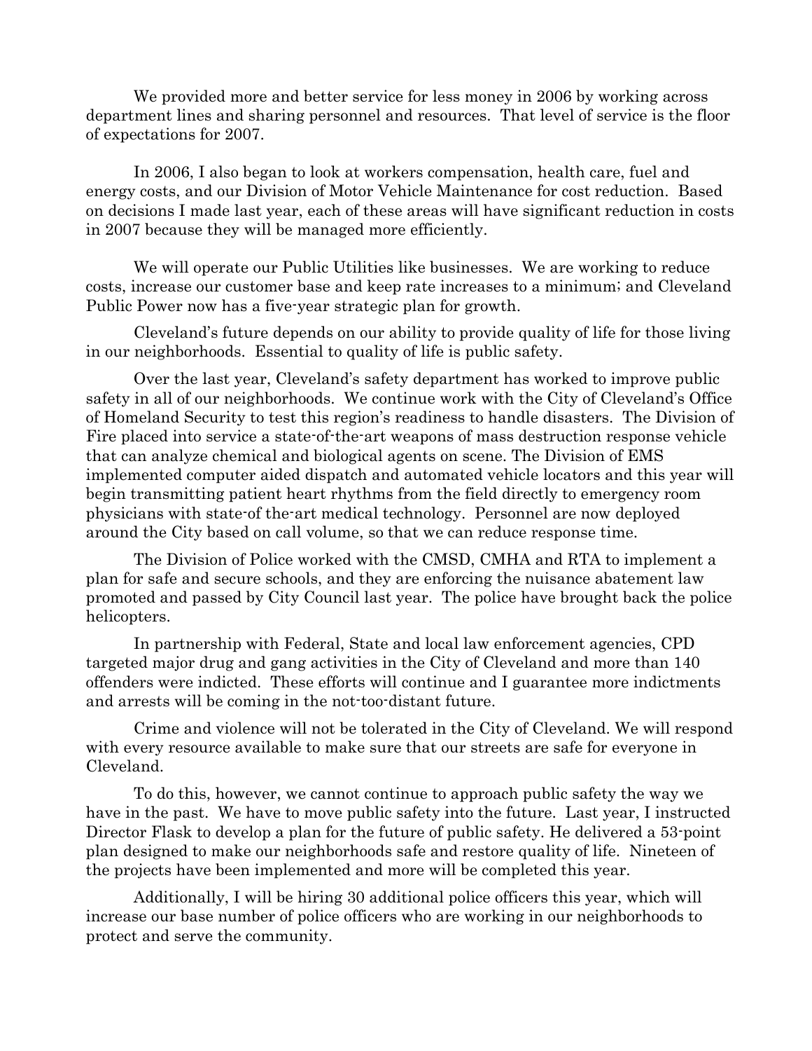We provided more and better service for less money in 2006 by working across department lines and sharing personnel and resources. That level of service is the floor of expectations for 2007.

In 2006, I also began to look at workers compensation, health care, fuel and energy costs, and our Division of Motor Vehicle Maintenance for cost reduction. Based on decisions I made last year, each of these areas will have significant reduction in costs in 2007 because they will be managed more efficiently.

We will operate our Public Utilities like businesses. We are working to reduce costs, increase our customer base and keep rate increases to a minimum; and Cleveland Public Power now has a five-year strategic plan for growth.

Cleveland's future depends on our ability to provide quality of life for those living in our neighborhoods. Essential to quality of life is public safety.

Over the last year, Cleveland's safety department has worked to improve public safety in all of our neighborhoods. We continue work with the City of Cleveland's Office of Homeland Security to test this region's readiness to handle disasters. The Division of Fire placed into service a state-of-the-art weapons of mass destruction response vehicle that can analyze chemical and biological agents on scene. The Division of EMS implemented computer aided dispatch and automated vehicle locators and this year will begin transmitting patient heart rhythms from the field directly to emergency room physicians with state-of the-art medical technology. Personnel are now deployed around the City based on call volume, so that we can reduce response time.

The Division of Police worked with the CMSD, CMHA and RTA to implement a plan for safe and secure schools, and they are enforcing the nuisance abatement law promoted and passed by City Council last year. The police have brought back the police helicopters.

In partnership with Federal, State and local law enforcement agencies, CPD targeted major drug and gang activities in the City of Cleveland and more than 140 offenders were indicted. These efforts will continue and I guarantee more indictments and arrests will be coming in the not-too-distant future.

Crime and violence will not be tolerated in the City of Cleveland. We will respond with every resource available to make sure that our streets are safe for everyone in Cleveland.

To do this, however, we cannot continue to approach public safety the way we have in the past. We have to move public safety into the future. Last year, I instructed Director Flask to develop a plan for the future of public safety. He delivered a 53-point plan designed to make our neighborhoods safe and restore quality of life. Nineteen of the projects have been implemented and more will be completed this year.

Additionally, I will be hiring 30 additional police officers this year, which will increase our base number of police officers who are working in our neighborhoods to protect and serve the community.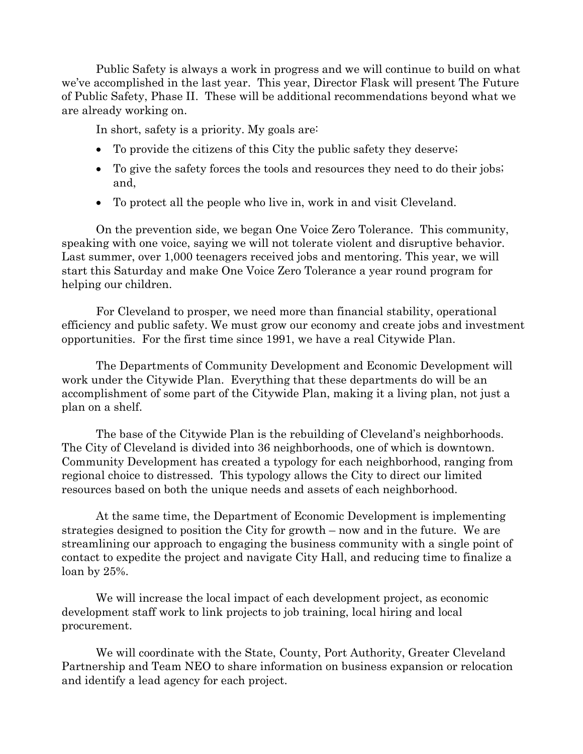Public Safety is always a work in progress and we will continue to build on what we've accomplished in the last year. This year, Director Flask will present The Future of Public Safety, Phase II. These will be additional recommendations beyond what we are already working on.

In short, safety is a priority. My goals are:

- To provide the citizens of this City the public safety they deserve;
- To give the safety forces the tools and resources they need to do their jobs; and,
- To protect all the people who live in, work in and visit Cleveland.

On the prevention side, we began One Voice Zero Tolerance. This community, speaking with one voice, saying we will not tolerate violent and disruptive behavior. Last summer, over 1,000 teenagers received jobs and mentoring. This year, we will start this Saturday and make One Voice Zero Tolerance a year round program for helping our children.

For Cleveland to prosper, we need more than financial stability, operational efficiency and public safety. We must grow our economy and create jobs and investment opportunities. For the first time since 1991, we have a real Citywide Plan.

The Departments of Community Development and Economic Development will work under the Citywide Plan. Everything that these departments do will be an accomplishment of some part of the Citywide Plan, making it a living plan, not just a plan on a shelf.

The base of the Citywide Plan is the rebuilding of Cleveland's neighborhoods. The City of Cleveland is divided into 36 neighborhoods, one of which is downtown. Community Development has created a typology for each neighborhood, ranging from regional choice to distressed. This typology allows the City to direct our limited resources based on both the unique needs and assets of each neighborhood.

At the same time, the Department of Economic Development is implementing strategies designed to position the City for growth – now and in the future. We are streamlining our approach to engaging the business community with a single point of contact to expedite the project and navigate City Hall, and reducing time to finalize a loan by 25%.

We will increase the local impact of each development project, as economic development staff work to link projects to job training, local hiring and local procurement.

We will coordinate with the State, County, Port Authority, Greater Cleveland Partnership and Team NEO to share information on business expansion or relocation and identify a lead agency for each project.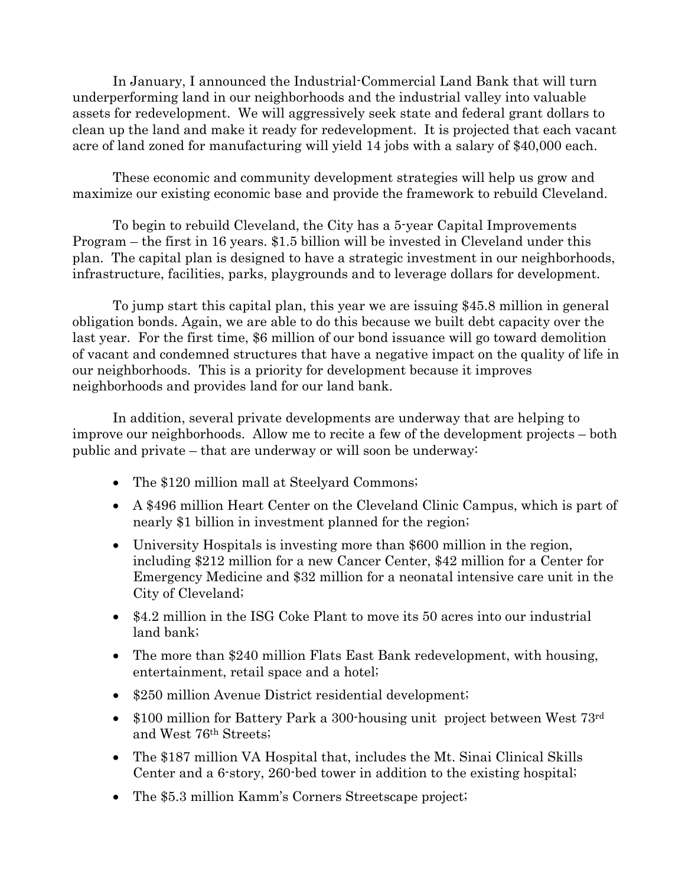In January, I announced the Industrial-Commercial Land Bank that will turn underperforming land in our neighborhoods and the industrial valley into valuable assets for redevelopment. We will aggressively seek state and federal grant dollars to clean up the land and make it ready for redevelopment. It is projected that each vacant acre of land zoned for manufacturing will yield 14 jobs with a salary of $40,000 each.

These economic and community development strategies will help us grow and maximize our existing economic base and provide the framework to rebuild Cleveland.

To begin to rebuild Cleveland, the City has a 5-year Capital Improvements Program – the first in 16 years. $1.5 billion will be invested in Cleveland under this plan. The capital plan is designed to have a strategic investment in our neighborhoods, infrastructure, facilities, parks, playgrounds and to leverage dollars for development.

To jump start this capital plan, this year we are issuing $45.8 million in general obligation bonds. Again, we are able to do this because we built debt capacity over the last year. For the first time, $6 million of our bond issuance will go toward demolition of vacant and condemned structures that have a negative impact on the quality of life in our neighborhoods. This is a priority for development because it improves neighborhoods and provides land for our land bank.

In addition, several private developments are underway that are helping to improve our neighborhoods. Allow me to recite a few of the development projects – both public and private – that are underway or will soon be underway:

- The $120 million mall at Steelyard Commons;
- A $496 million Heart Center on the Cleveland Clinic Campus, which is part of nearly $1 billion in investment planned for the region;
- University Hospitals is investing more than $600 million in the region, including $212 million for a new Cancer Center, $42 million for a Center for Emergency Medicine and $32 million for a neonatal intensive care unit in the City of Cleveland;
- $4.2 million in the ISG Coke Plant to move its 50 acres into our industrial land bank;
- The more than $240 million Flats East Bank redevelopment, with housing, entertainment, retail space and a hotel;
- $250 million Avenue District residential development;
- $100 million for Battery Park a 300-housing unit project between West 73rd and West 76th Streets;
- The $187 million VA Hospital that, includes the Mt. Sinai Clinical Skills Center and a 6-story, 260-bed tower in addition to the existing hospital;
- The $5.3 million Kamm's Corners Streetscape project;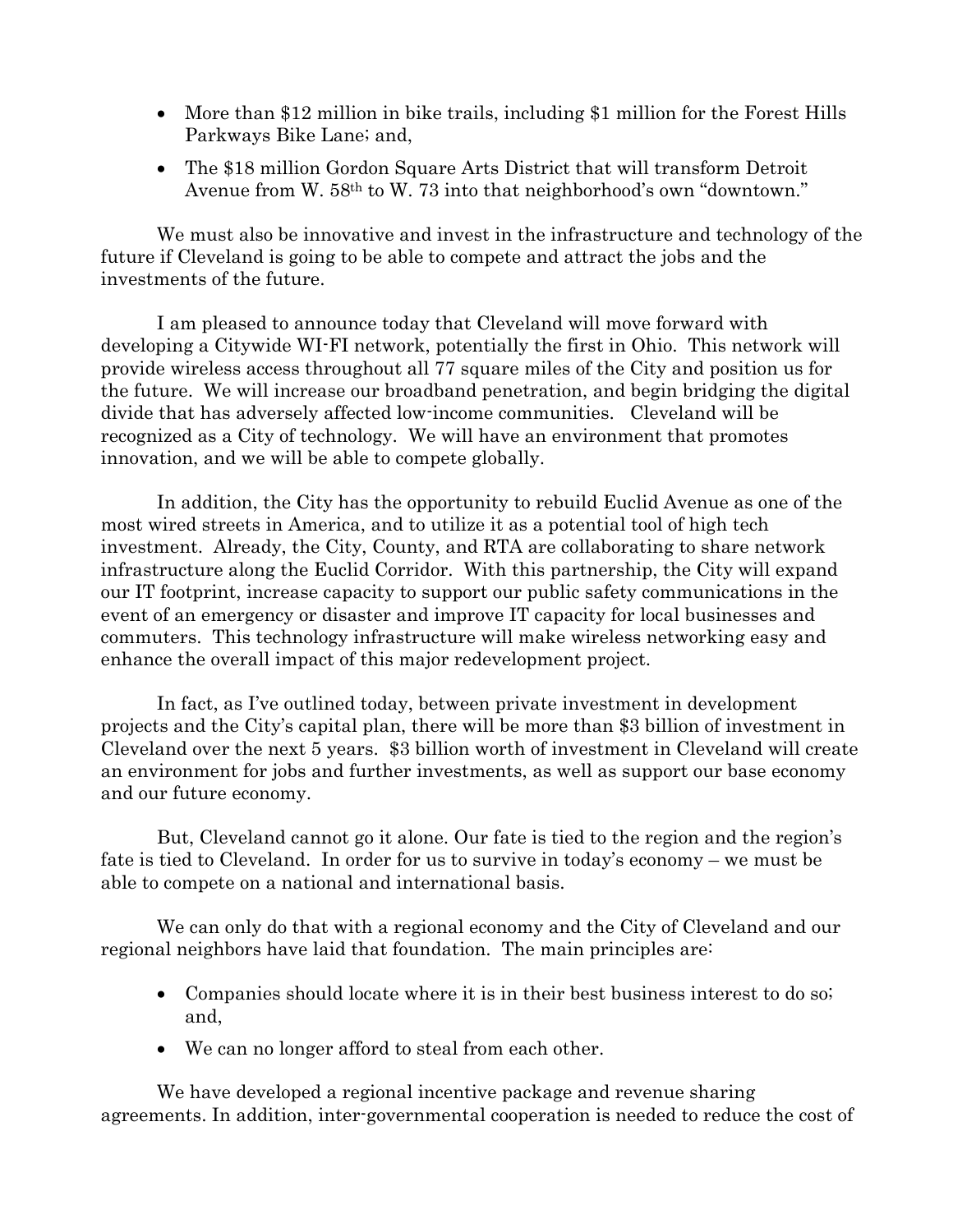- More than $12 million in bike trails, including $1 million for the Forest Hills Parkways Bike Lane; and,
- The $18 million Gordon Square Arts District that will transform Detroit Avenue from W. 58th to W. 73 into that neighborhood's own "downtown."

We must also be innovative and invest in the infrastructure and technology of the future if Cleveland is going to be able to compete and attract the jobs and the investments of the future.

I am pleased to announce today that Cleveland will move forward with developing a Citywide WI-FI network, potentially the first in Ohio. This network will provide wireless access throughout all 77 square miles of the City and position us for the future. We will increase our broadband penetration, and begin bridging the digital divide that has adversely affected low-income communities. Cleveland will be recognized as a City of technology. We will have an environment that promotes innovation, and we will be able to compete globally.

In addition, the City has the opportunity to rebuild Euclid Avenue as one of the most wired streets in America, and to utilize it as a potential tool of high tech investment. Already, the City, County, and RTA are collaborating to share network infrastructure along the Euclid Corridor. With this partnership, the City will expand our IT footprint, increase capacity to support our public safety communications in the event of an emergency or disaster and improve IT capacity for local businesses and commuters. This technology infrastructure will make wireless networking easy and enhance the overall impact of this major redevelopment project.

In fact, as I've outlined today, between private investment in development projects and the City's capital plan, there will be more than $3 billion of investment in Cleveland over the next 5 years. $3 billion worth of investment in Cleveland will create an environment for jobs and further investments, as well as support our base economy and our future economy.

But, Cleveland cannot go it alone. Our fate is tied to the region and the region's fate is tied to Cleveland. In order for us to survive in today's economy – we must be able to compete on a national and international basis.

We can only do that with a regional economy and the City of Cleveland and our regional neighbors have laid that foundation. The main principles are:

- Companies should locate where it is in their best business interest to do so; and,
- We can no longer afford to steal from each other.

We have developed a regional incentive package and revenue sharing agreements. In addition, inter-governmental cooperation is needed to reduce the cost of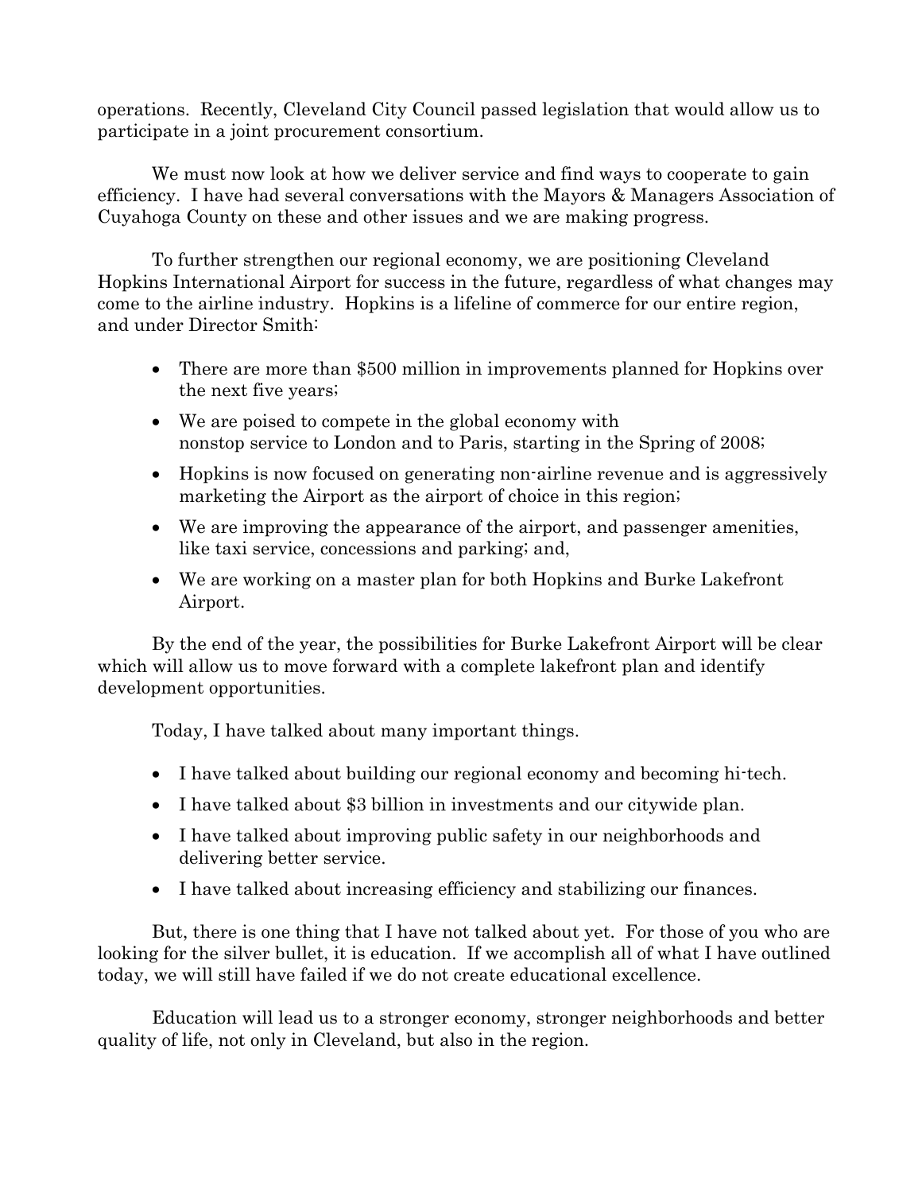operations. Recently, Cleveland City Council passed legislation that would allow us to participate in a joint procurement consortium.

We must now look at how we deliver service and find ways to cooperate to gain efficiency. I have had several conversations with the Mayors & Managers Association of Cuyahoga County on these and other issues and we are making progress.

To further strengthen our regional economy, we are positioning Cleveland Hopkins International Airport for success in the future, regardless of what changes may come to the airline industry. Hopkins is a lifeline of commerce for our entire region, and under Director Smith:

- There are more than $500 million in improvements planned for Hopkins over the next five years;
- We are poised to compete in the global economy with nonstop service to London and to Paris, starting in the Spring of 2008;
- Hopkins is now focused on generating non-airline revenue and is aggressively marketing the Airport as the airport of choice in this region;
- We are improving the appearance of the airport, and passenger amenities, like taxi service, concessions and parking; and,
- We are working on a master plan for both Hopkins and Burke Lakefront Airport.

By the end of the year, the possibilities for Burke Lakefront Airport will be clear which will allow us to move forward with a complete lakefront plan and identify development opportunities.

Today, I have talked about many important things.

- I have talked about building our regional economy and becoming hi-tech.
- I have talked about $3 billion in investments and our citywide plan.
- I have talked about improving public safety in our neighborhoods and delivering better service.
- I have talked about increasing efficiency and stabilizing our finances.

But, there is one thing that I have not talked about yet. For those of you who are looking for the silver bullet, it is education. If we accomplish all of what I have outlined today, we will still have failed if we do not create educational excellence.

Education will lead us to a stronger economy, stronger neighborhoods and better quality of life, not only in Cleveland, but also in the region.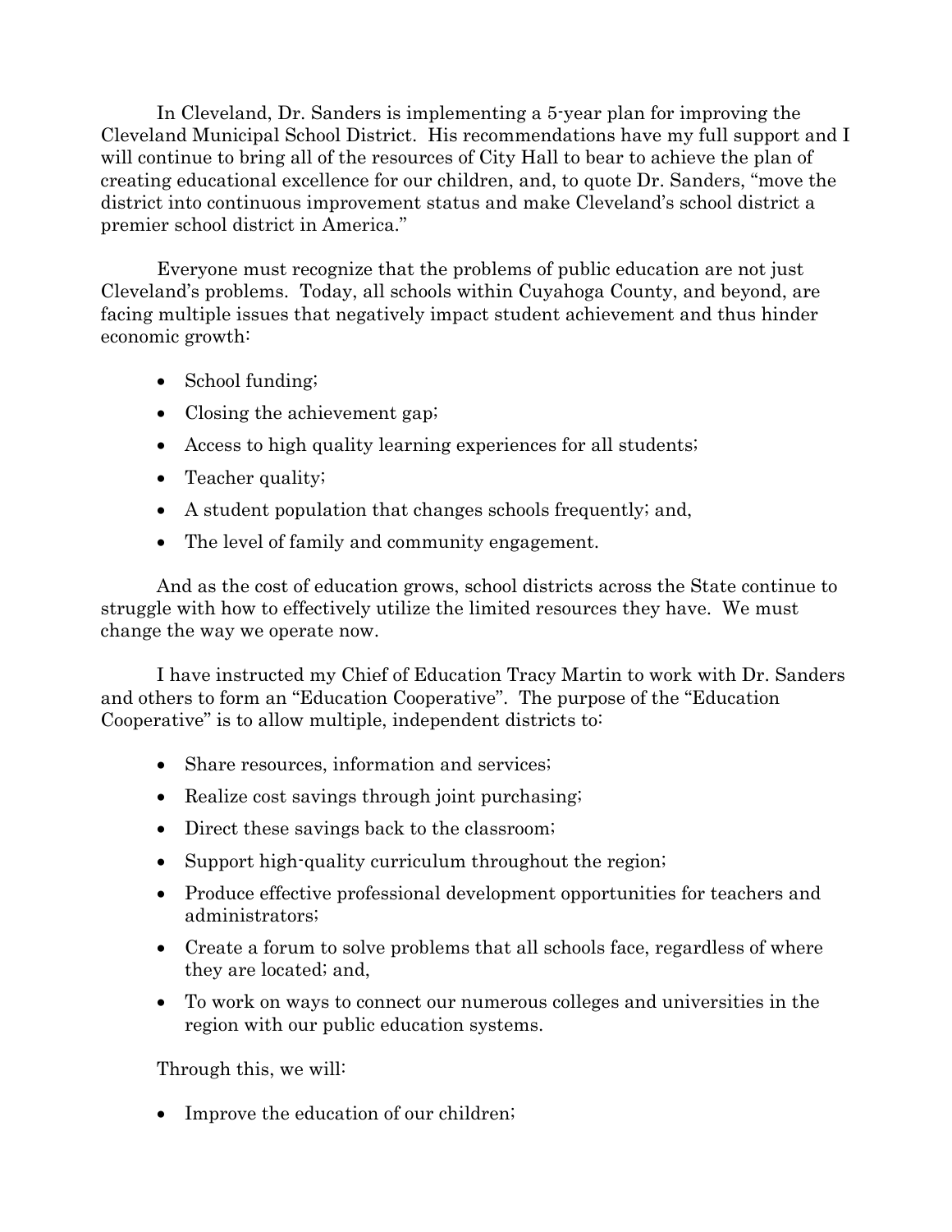In Cleveland, Dr. Sanders is implementing a 5-year plan for improving the Cleveland Municipal School District. His recommendations have my full support and I will continue to bring all of the resources of City Hall to bear to achieve the plan of creating educational excellence for our children, and, to quote Dr. Sanders, "move the district into continuous improvement status and make Cleveland's school district a premier school district in America."

Everyone must recognize that the problems of public education are not just Cleveland's problems. Today, all schools within Cuyahoga County, and beyond, are facing multiple issues that negatively impact student achievement and thus hinder economic growth:

- School funding;
- Closing the achievement gap;
- Access to high quality learning experiences for all students;
- Teacher quality;
- A student population that changes schools frequently; and,
- The level of family and community engagement.

And as the cost of education grows, school districts across the State continue to struggle with how to effectively utilize the limited resources they have. We must change the way we operate now.

I have instructed my Chief of Education Tracy Martin to work with Dr. Sanders and others to form an "Education Cooperative". The purpose of the "Education Cooperative" is to allow multiple, independent districts to:

- Share resources, information and services;
- Realize cost savings through joint purchasing;
- Direct these savings back to the classroom;
- Support high-quality curriculum throughout the region;
- Produce effective professional development opportunities for teachers and administrators;
- Create a forum to solve problems that all schools face, regardless of where they are located; and,
- To work on ways to connect our numerous colleges and universities in the region with our public education systems.

Through this, we will:

- Improve the education of our children;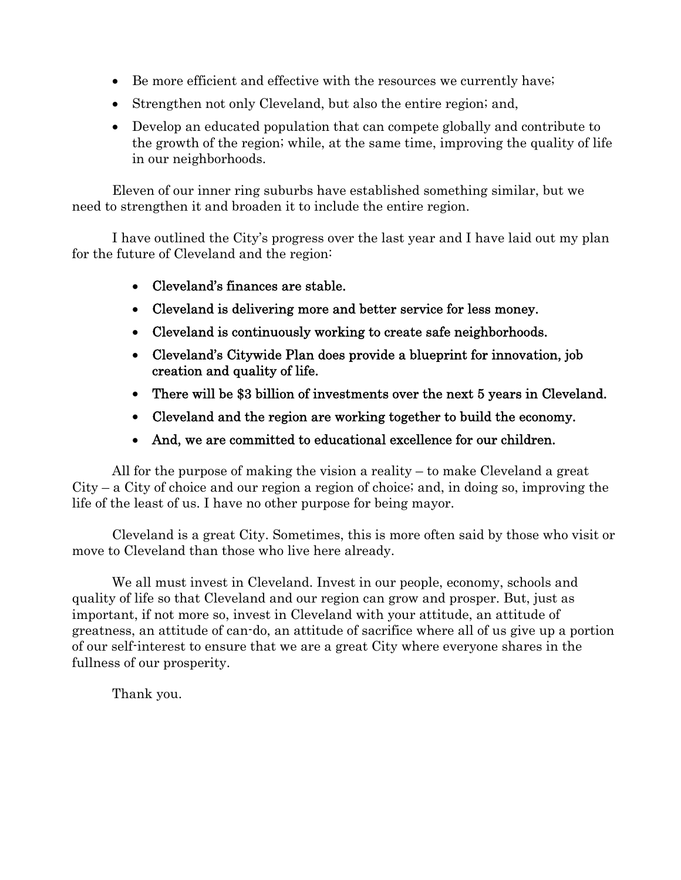- Be more efficient and effective with the resources we currently have;
- Strengthen not only Cleveland, but also the entire region; and,
- Develop an educated population that can compete globally and contribute to the growth of the region; while, at the same time, improving the quality of life in our neighborhoods.

Eleven of our inner ring suburbs have established something similar, but we need to strengthen it and broaden it to include the entire region.

I have outlined the City's progress over the last year and I have laid out my plan for the future of Cleveland and the region:

- **Cleveland's finances are stable.**
- **Cleveland is delivering more and better service for less money.**
- **Cleveland is continuously working to create safe neighborhoods.**
- **Cleveland's Citywide Plan does provide a blueprint for innovation, job creation and quality of life.**
- **There will be $3 billion of investments over the next 5 years in Cleveland.**
- **Cleveland and the region are working together to build the economy.**
- **And, we are committed to educational excellence for our children.**

All for the purpose of making the vision a reality – to make Cleveland a great City – a City of choice and our region a region of choice; and, in doing so, improving the life of the least of us. I have no other purpose for being mayor.

Cleveland is a great City. Sometimes, this is more often said by those who visit or move to Cleveland than those who live here already.

We all must invest in Cleveland. Invest in our people, economy, schools and quality of life so that Cleveland and our region can grow and prosper. But, just as important, if not more so, invest in Cleveland with your attitude, an attitude of greatness, an attitude of can-do, an attitude of sacrifice where all of us give up a portion of our self-interest to ensure that we are a great City where everyone shares in the fullness of our prosperity.

Thank you.